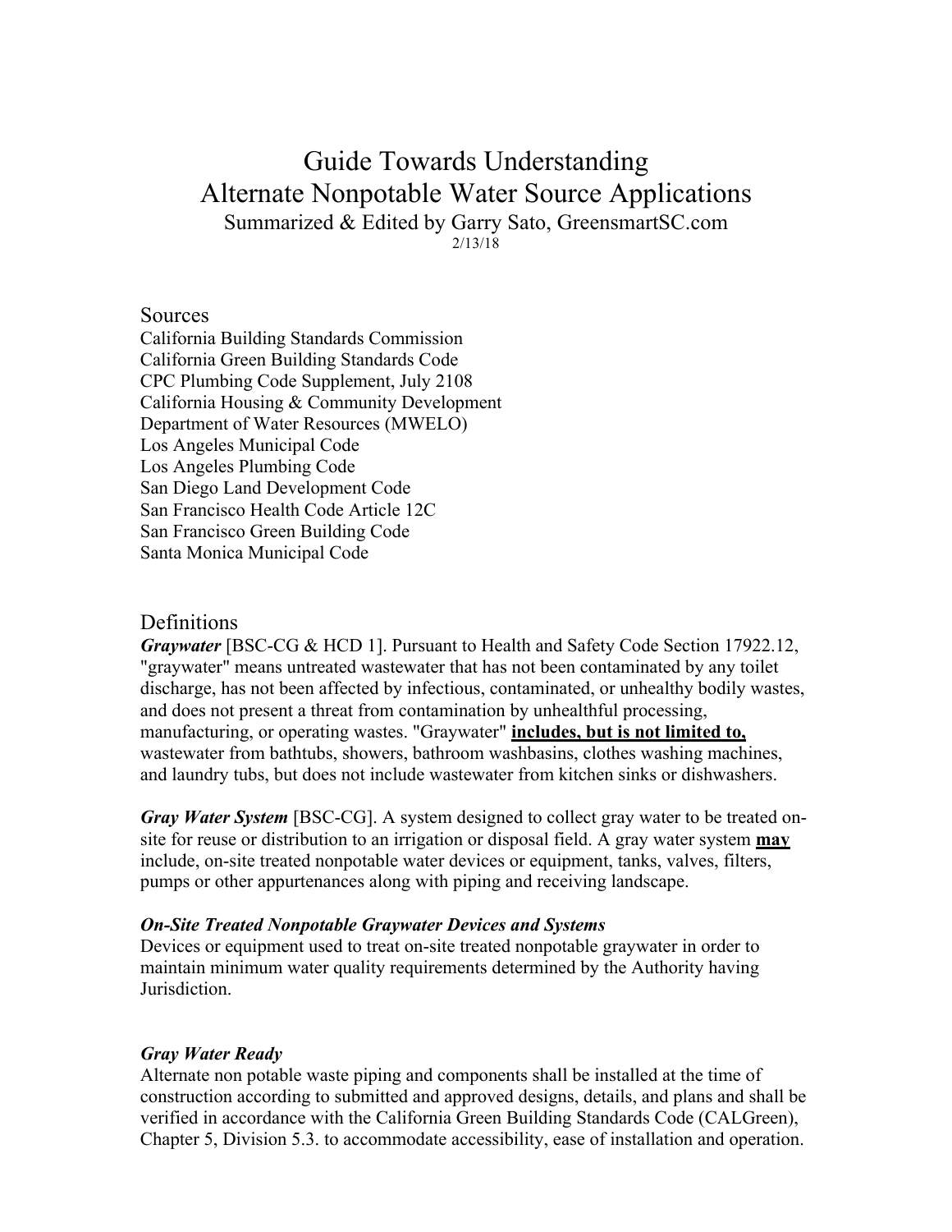# Guide Towards Understanding Alternate Nonpotable Water Source Applications

Summarized & Edited by Garry Sato, GreensmartSC.com

2/13/18

## Sources

California Building Standards Commission
California Green Building Standards Code
CPC Plumbing Code Supplement, July 2108
California Housing & Community Development
Department of Water Resources (MWELO)
Los Angeles Municipal Code
Los Angeles Plumbing Code
San Diego Land Development Code
San Francisco Health Code Article 12C
San Francisco Green Building Code
Santa Monica Municipal Code

## Definitions

***Graywater*** [BSC-CG & HCD 1]. Pursuant to Health and Safety Code Section 17922.12, "graywater" means untreated wastewater that has not been contaminated by any toilet discharge, has not been affected by infectious, contaminated, or unhealthy bodily wastes, and does not present a threat from contamination by unhealthful processing, manufacturing, or operating wastes. "Graywater" **includes, but is not limited to,** wastewater from bathtubs, showers, bathroom washbasins, clothes washing machines, and laundry tubs, but does not include wastewater from kitchen sinks or dishwashers.

***Gray Water System*** [BSC-CG]. A system designed to collect gray water to be treated on-site for reuse or distribution to an irrigation or disposal field. A gray water system **may** include, on-site treated nonpotable water devices or equipment, tanks, valves, filters, pumps or other appurtenances along with piping and receiving landscape.

***On-Site Treated Nonpotable Graywater Devices and Systems***

Devices or equipment used to treat on-site treated nonpotable graywater in order to maintain minimum water quality requirements determined by the Authority having Jurisdiction.

***Gray Water Ready***

Alternate non potable waste piping and components shall be installed at the time of construction according to submitted and approved designs, details, and plans and shall be verified in accordance with the California Green Building Standards Code (CALGreen), Chapter 5, Division 5.3. to accommodate accessibility, ease of installation and operation.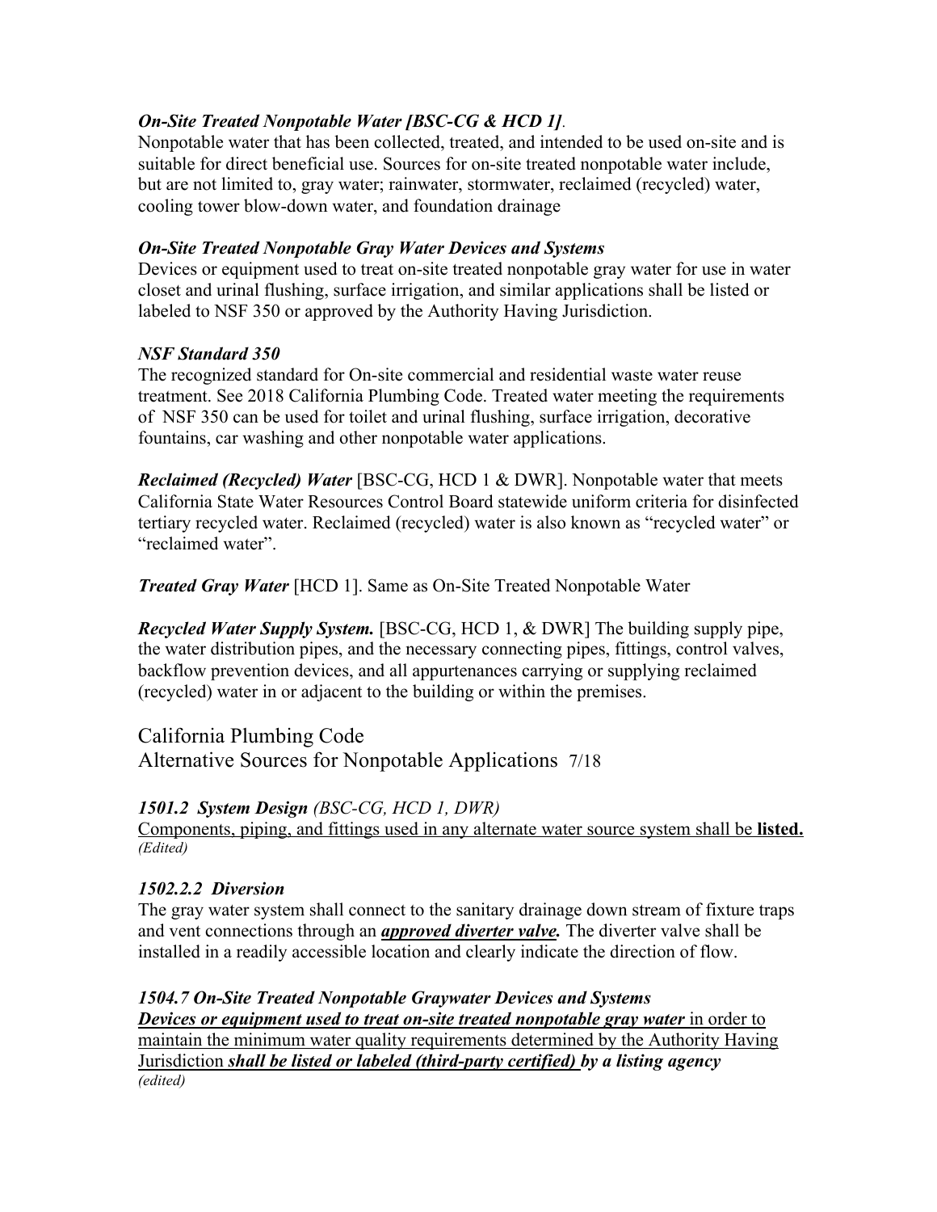***On-Site Treated Nonpotable Water [BSC-CG & HCD 1]****.*
Nonpotable water that has been collected, treated, and intended to be used on-site and is suitable for direct beneficial use. Sources for on-site treated nonpotable water include, but are not limited to, gray water; rainwater, stormwater, reclaimed (recycled) water, cooling tower blow-down water, and foundation drainage

***On-Site Treated Nonpotable Gray Water Devices and Systems***
Devices or equipment used to treat on-site treated nonpotable gray water for use in water closet and urinal flushing, surface irrigation, and similar applications shall be listed or labeled to NSF 350 or approved by the Authority Having Jurisdiction.

***NSF Standard 350***
The recognized standard for On-site commercial and residential waste water reuse treatment. See 2018 California Plumbing Code. Treated water meeting the requirements of NSF 350 can be used for toilet and urinal flushing, surface irrigation, decorative fountains, car washing and other nonpotable water applications.

***Reclaimed (Recycled) Water*** [BSC-CG, HCD 1 & DWR]. Nonpotable water that meets California State Water Resources Control Board statewide uniform criteria for disinfected tertiary recycled water. Reclaimed (recycled) water is also known as "recycled water" or "reclaimed water".

***Treated Gray Water*** [HCD 1]. Same as On-Site Treated Nonpotable Water

***Recycled Water Supply System.*** [BSC-CG, HCD 1, & DWR] The building supply pipe, the water distribution pipes, and the necessary connecting pipes, fittings, control valves, backflow prevention devices, and all appurtenances carrying or supplying reclaimed (recycled) water in or adjacent to the building or within the premises.

## California Plumbing Code
## Alternative Sources for Nonpotable Applications 7/18

***1501.2 System Design*** *(BSC-CG, HCD 1, DWR)*
Components, piping, and fittings used in any alternate water source system shall be **listed.**
*(Edited)*

***1502.2.2 Diversion***
The gray water system shall connect to the sanitary drainage down stream of fixture traps and vent connections through an ***approved diverter valve.*** The diverter valve shall be installed in a readily accessible location and clearly indicate the direction of flow.

***1504.7 On-Site Treated Nonpotable Graywater Devices and Systems***
***Devices or equipment used to treat on-site treated nonpotable gray water*** in order to maintain the minimum water quality requirements determined by the Authority Having Jurisdiction ***shall be listed or labeled (third-party certified) by a listing agency***
*(edited)*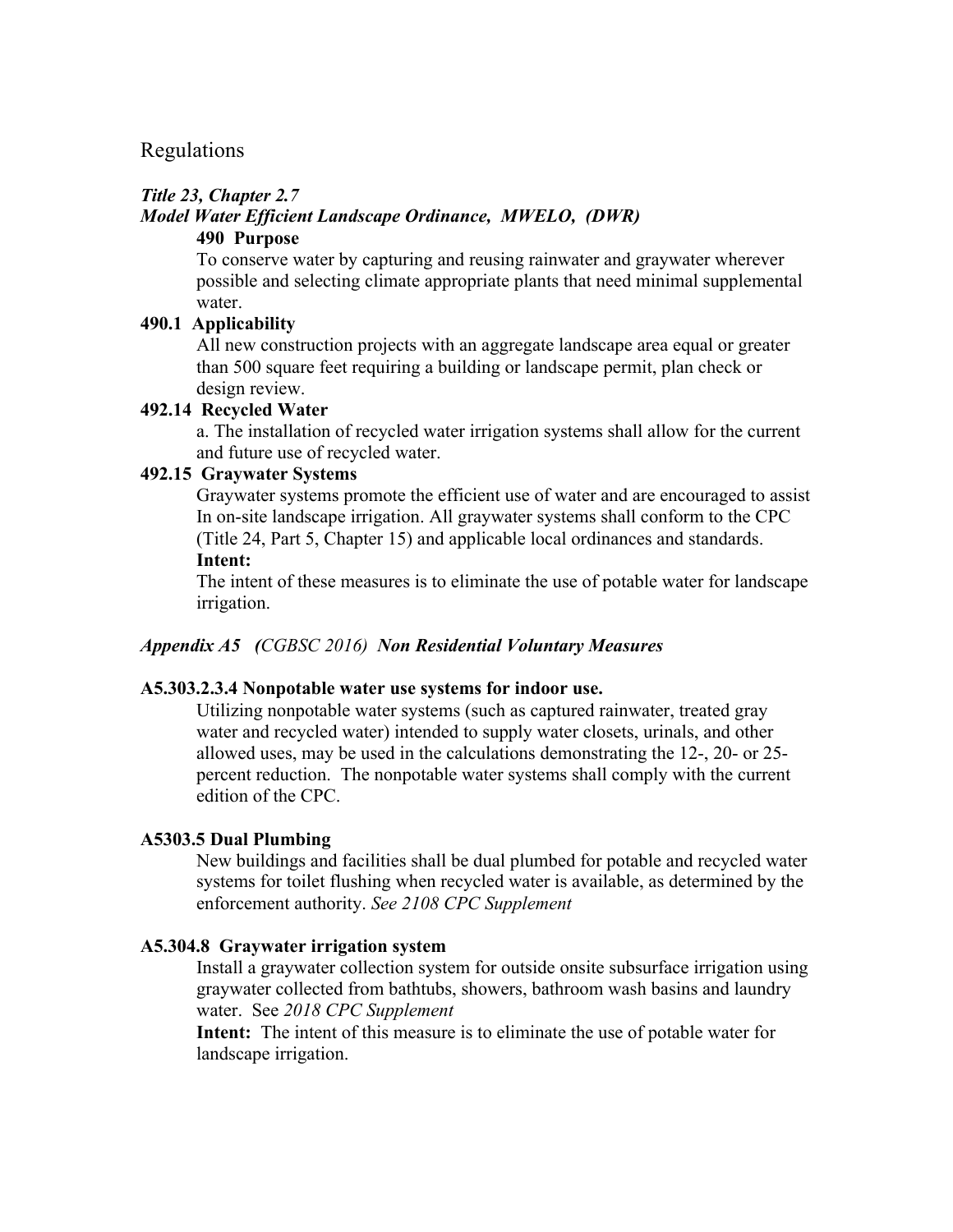## Regulations

***Title 23, Chapter 2.7***
***Model Water Efficient Landscape Ordinance, MWELO, (DWR)***

**490 Purpose**

To conserve water by capturing and reusing rainwater and graywater wherever possible and selecting climate appropriate plants that need minimal supplemental water.

**490.1 Applicability**

All new construction projects with an aggregate landscape area equal or greater than 500 square feet requiring a building or landscape permit, plan check or design review.

**492.14 Recycled Water**

a. The installation of recycled water irrigation systems shall allow for the current and future use of recycled water.

**492.15 Graywater Systems**

Graywater systems promote the efficient use of water and are encouraged to assist In on-site landscape irrigation. All graywater systems shall conform to the CPC (Title 24, Part 5, Chapter 15) and applicable local ordinances and standards.

**Intent:**

The intent of these measures is to eliminate the use of potable water for landscape irrigation.

***Appendix A5 (CGBSC 2016) Non Residential Voluntary Measures***

**A5.303.2.3.4 Nonpotable water use systems for indoor use.**

Utilizing nonpotable water systems (such as captured rainwater, treated gray water and recycled water) intended to supply water closets, urinals, and other allowed uses, may be used in the calculations demonstrating the 12-, 20- or 25-percent reduction. The nonpotable water systems shall comply with the current edition of the CPC.

**A5303.5 Dual Plumbing**

New buildings and facilities shall be dual plumbed for potable and recycled water systems for toilet flushing when recycled water is available, as determined by the enforcement authority. *See 2108 CPC Supplement*

**A5.304.8 Graywater irrigation system**

Install a graywater collection system for outside onsite subsurface irrigation using graywater collected from bathtubs, showers, bathroom wash basins and laundry water. See *2018 CPC Supplement*

**Intent:** The intent of this measure is to eliminate the use of potable water for landscape irrigation.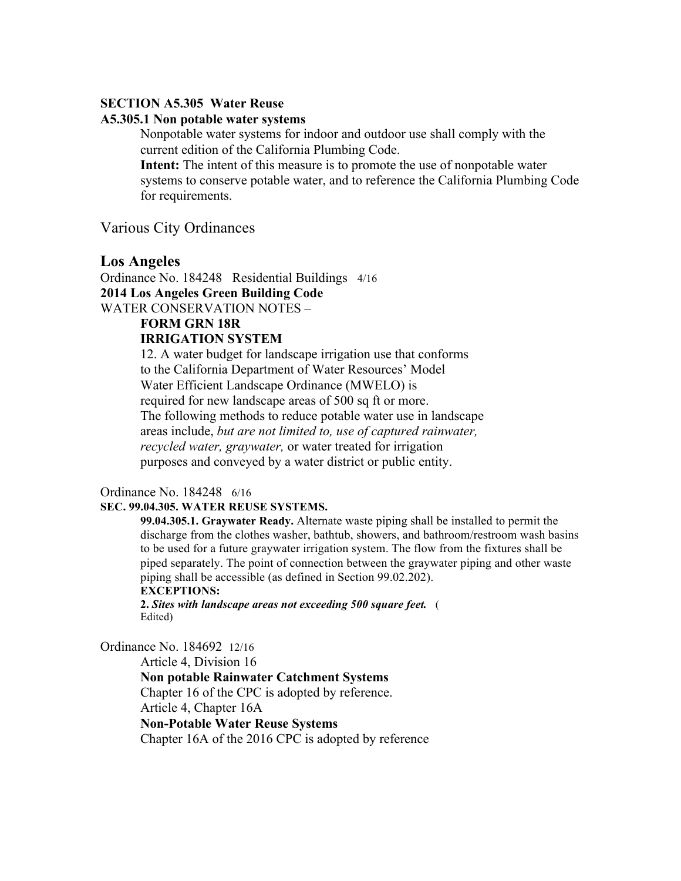**SECTION A5.305 Water Reuse**

**A5.305.1 Non potable water systems**

Nonpotable water systems for indoor and outdoor use shall comply with the current edition of the California Plumbing Code.

**Intent:** The intent of this measure is to promote the use of nonpotable water systems to conserve potable water, and to reference the California Plumbing Code for requirements.

## Various City Ordinances

### Los Angeles

Ordinance No. 184248 Residential Buildings 4/16

**2014 Los Angeles Green Building Code**

WATER CONSERVATION NOTES –

**FORM GRN 18R**

**IRRIGATION SYSTEM**

12. A water budget for landscape irrigation use that conforms to the California Department of Water Resources' Model Water Efficient Landscape Ordinance (MWELO) is required for new landscape areas of 500 sq ft or more. The following methods to reduce potable water use in landscape areas include, *but are not limited to, use of captured rainwater, recycled water, graywater,* or water treated for irrigation purposes and conveyed by a water district or public entity.

Ordinance No. 184248 6/16

**SEC. 99.04.305. WATER REUSE SYSTEMS.**

**99.04.305.1. Graywater Ready.** Alternate waste piping shall be installed to permit the discharge from the clothes washer, bathtub, showers, and bathroom/restroom wash basins to be used for a future graywater irrigation system. The flow from the fixtures shall be piped separately. The point of connection between the graywater piping and other waste piping shall be accessible (as defined in Section 99.02.202).

**EXCEPTIONS:**

**2.** ***Sites with landscape areas not exceeding 500 square feet.*** (Edited)

Ordinance No. 184692 12/16

Article 4, Division 16

**Non potable Rainwater Catchment Systems**

Chapter 16 of the CPC is adopted by reference.

Article 4, Chapter 16A

**Non-Potable Water Reuse Systems**

Chapter 16A of the 2016 CPC is adopted by reference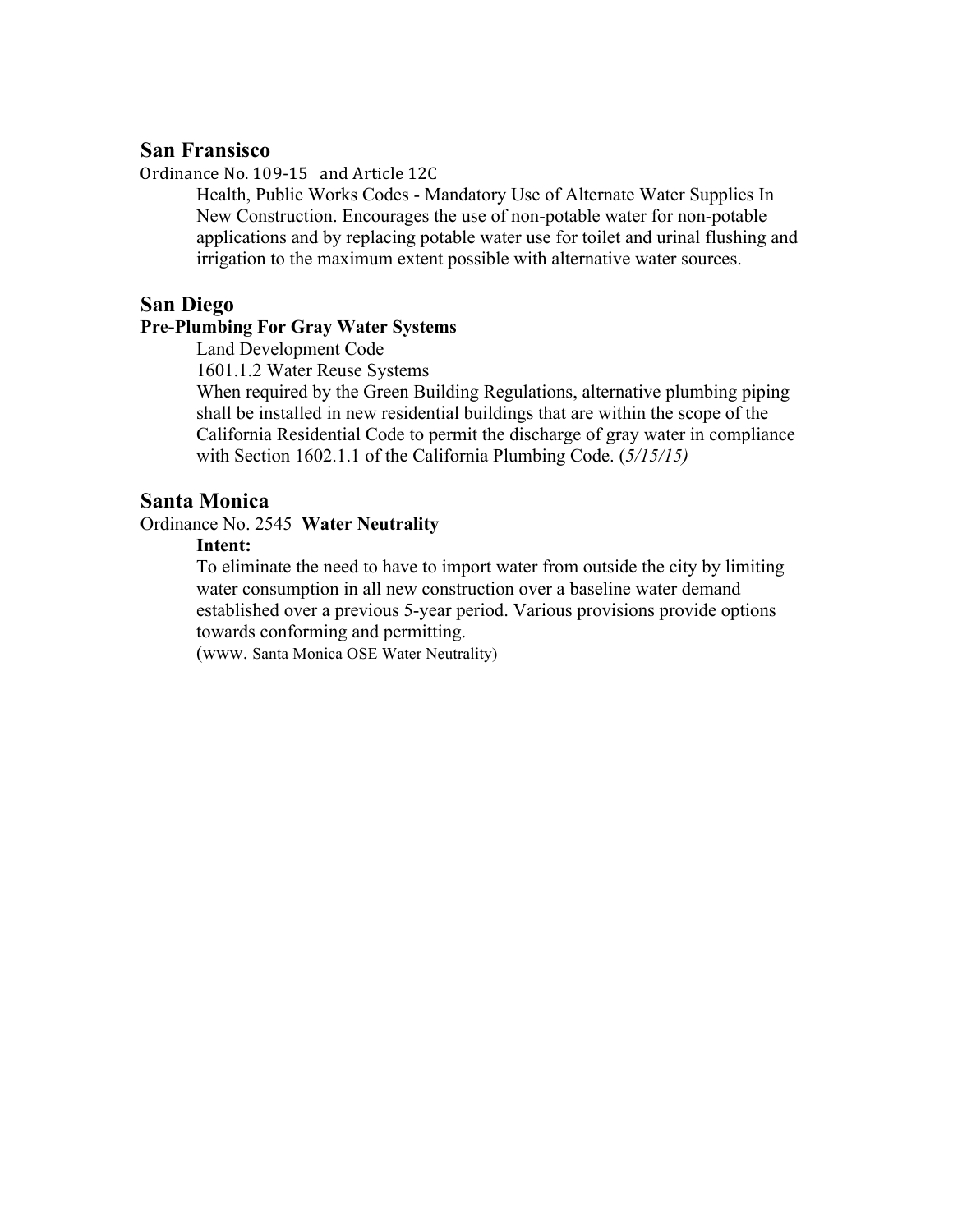## San Fransisco

Ordinance No. 109-15 and Article 12C

Health, Public Works Codes - Mandatory Use of Alternate Water Supplies In New Construction. Encourages the use of non-potable water for non-potable applications and by replacing potable water use for toilet and urinal flushing and irrigation to the maximum extent possible with alternative water sources.

## San Diego

**Pre-Plumbing For Gray Water Systems**

Land Development Code

1601.1.2 Water Reuse Systems

When required by the Green Building Regulations, alternative plumbing piping shall be installed in new residential buildings that are within the scope of the California Residential Code to permit the discharge of gray water in compliance with Section 1602.1.1 of the California Plumbing Code. (*5/15/15)*

## Santa Monica

Ordinance No. 2545 **Water Neutrality**

**Intent:**

To eliminate the need to have to import water from outside the city by limiting water consumption in all new construction over a baseline water demand established over a previous 5-year period. Various provisions provide options towards conforming and permitting.

(www. Santa Monica OSE Water Neutrality)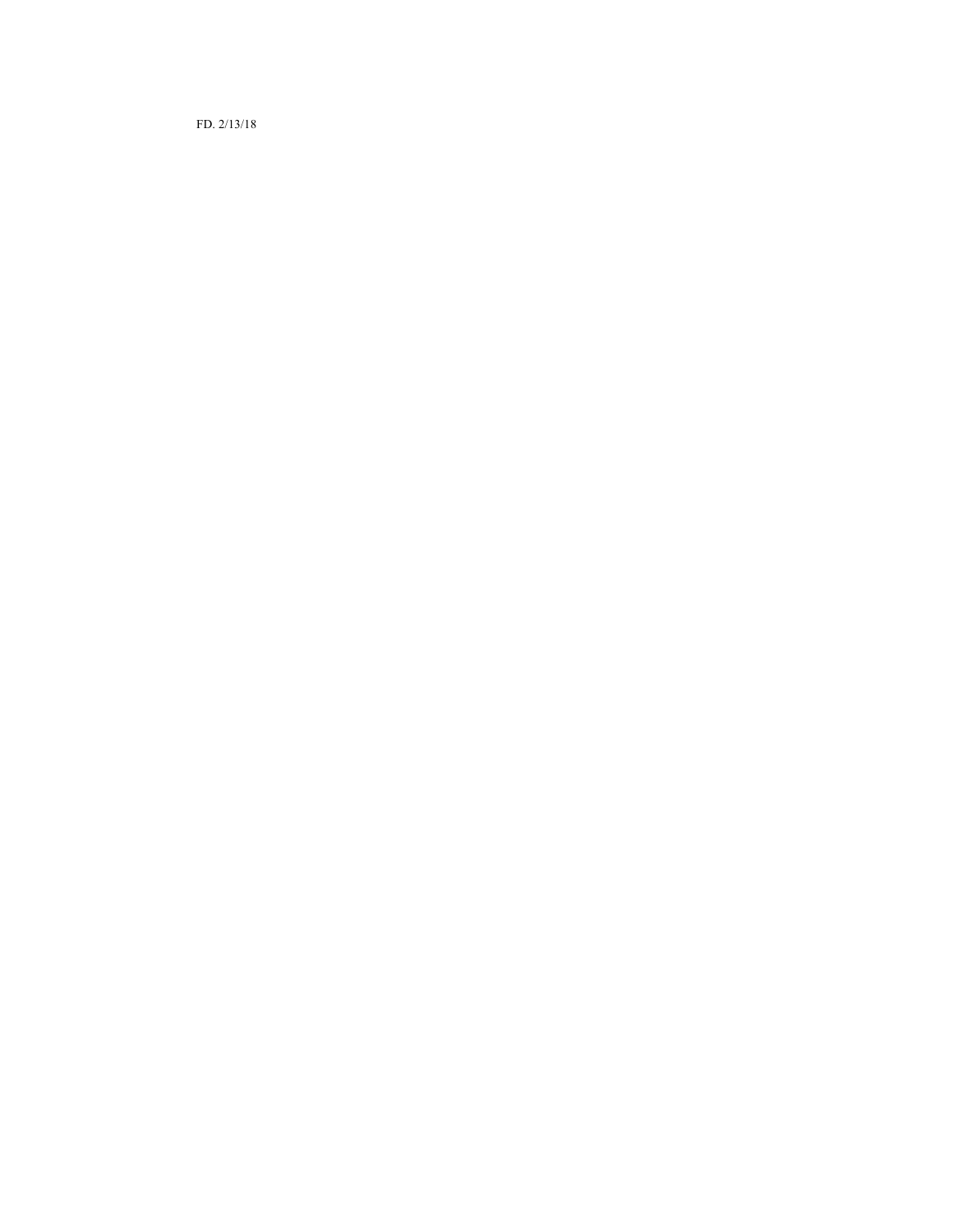FD. 2/13/18